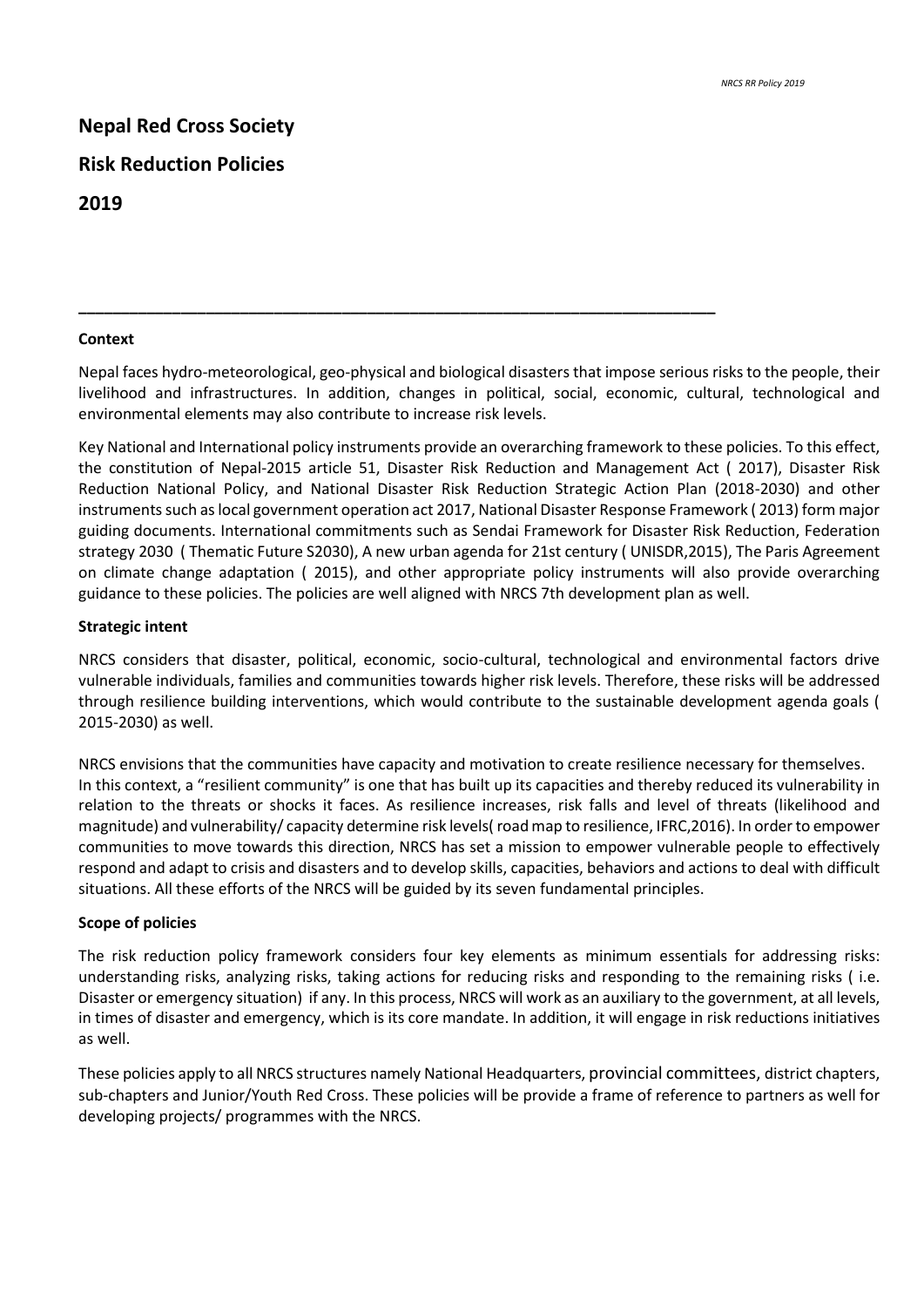# Nepal Red Cross Society

# Risk Reduction Policies

# 2019

---

## Context

Nepal faces hydro-meteorological, geo-physical and biological disasters that impose serious risks to the people, their livelihood and infrastructures. In addition, changes in political, social, economic, cultural, technological and environmental elements may also contribute to increase risk levels.

Key National and International policy instruments provide an overarching framework to these policies. To this effect, the constitution of Nepal-2015 article 51, Disaster Risk Reduction and Management Act ( 2017), Disaster Risk Reduction National Policy, and National Disaster Risk Reduction Strategic Action Plan (2018-2030) and other instruments such as local government operation act 2017, National Disaster Response Framework ( 2013) form major guiding documents. International commitments such as Sendai Framework for Disaster Risk Reduction, Federation strategy 2030 ( Thematic Future S2030), A new urban agenda for 21st century ( UNISDR,2015), The Paris Agreement on climate change adaptation ( 2015), and other appropriate policy instruments will also provide overarching guidance to these policies. The policies are well aligned with NRCS 7th development plan as well.

## Strategic intent

NRCS considers that disaster, political, economic, socio-cultural, technological and environmental factors drive vulnerable individuals, families and communities towards higher risk levels. Therefore, these risks will be addressed through resilience building interventions, which would contribute to the sustainable development agenda goals ( 2015-2030) as well.

NRCS envisions that the communities have capacity and motivation to create resilience necessary for themselves. In this context, a "resilient community" is one that has built up its capacities and thereby reduced its vulnerability in relation to the threats or shocks it faces. As resilience increases, risk falls and level of threats (likelihood and magnitude) and vulnerability/ capacity determine risk levels( road map to resilience, IFRC,2016). In order to empower communities to move towards this direction, NRCS has set a mission to empower vulnerable people to effectively respond and adapt to crisis and disasters and to develop skills, capacities, behaviors and actions to deal with difficult situations. All these efforts of the NRCS will be guided by its seven fundamental principles.

## Scope of policies

The risk reduction policy framework considers four key elements as minimum essentials for addressing risks: understanding risks, analyzing risks, taking actions for reducing risks and responding to the remaining risks ( i.e. Disaster or emergency situation) if any. In this process, NRCS will work as an auxiliary to the government, at all levels, in times of disaster and emergency, which is its core mandate. In addition, it will engage in risk reductions initiatives as well.

These policies apply to all NRCS structures namely National Headquarters, provincial committees, district chapters, sub-chapters and Junior/Youth Red Cross. These policies will be provide a frame of reference to partners as well for developing projects/ programmes with the NRCS.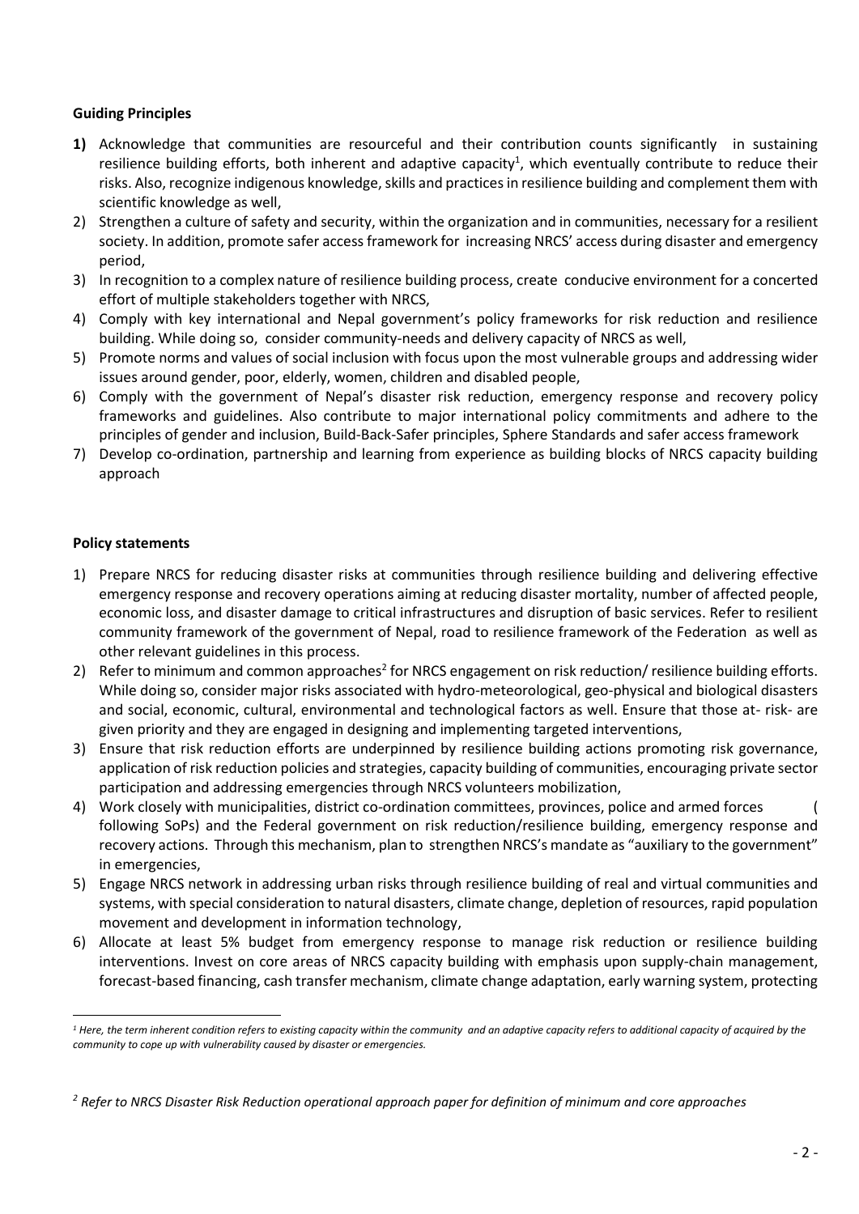**Guiding Principles**

1) Acknowledge that communities are resourceful and their contribution counts significantly in sustaining resilience building efforts, both inherent and adaptive capacity[1], which eventually contribute to reduce their risks. Also, recognize indigenous knowledge, skills and practices in resilience building and complement them with scientific knowledge as well,
2) Strengthen a culture of safety and security, within the organization and in communities, necessary for a resilient society. In addition, promote safer access framework for increasing NRCS' access during disaster and emergency period,
3) In recognition to a complex nature of resilience building process, create conducive environment for a concerted effort of multiple stakeholders together with NRCS,
4) Comply with key international and Nepal government's policy frameworks for risk reduction and resilience building. While doing so, consider community-needs and delivery capacity of NRCS as well,
5) Promote norms and values of social inclusion with focus upon the most vulnerable groups and addressing wider issues around gender, poor, elderly, women, children and disabled people,
6) Comply with the government of Nepal's disaster risk reduction, emergency response and recovery policy frameworks and guidelines. Also contribute to major international policy commitments and adhere to the principles of gender and inclusion, Build-Back-Safer principles, Sphere Standards and safer access framework
7) Develop co-ordination, partnership and learning from experience as building blocks of NRCS capacity building approach

**Policy statements**

1) Prepare NRCS for reducing disaster risks at communities through resilience building and delivering effective emergency response and recovery operations aiming at reducing disaster mortality, number of affected people, economic loss, and disaster damage to critical infrastructures and disruption of basic services. Refer to resilient community framework of the government of Nepal, road to resilience framework of the Federation as well as other relevant guidelines in this process.
2) Refer to minimum and common approaches[2] for NRCS engagement on risk reduction/ resilience building efforts. While doing so, consider major risks associated with hydro-meteorological, geo-physical and biological disasters and social, economic, cultural, environmental and technological factors as well. Ensure that those at- risk- are given priority and they are engaged in designing and implementing targeted interventions,
3) Ensure that risk reduction efforts are underpinned by resilience building actions promoting risk governance, application of risk reduction policies and strategies, capacity building of communities, encouraging private sector participation and addressing emergencies through NRCS volunteers mobilization,
4) Work closely with municipalities, district co-ordination committees, provinces, police and armed forces ( following SoPs) and the Federal government on risk reduction/resilience building, emergency response and recovery actions. Through this mechanism, plan to strengthen NRCS's mandate as "auxiliary to the government" in emergencies,
5) Engage NRCS network in addressing urban risks through resilience building of real and virtual communities and systems, with special consideration to natural disasters, climate change, depletion of resources, rapid population movement and development in information technology,
6) Allocate at least 5% budget from emergency response to manage risk reduction or resilience building interventions. Invest on core areas of NRCS capacity building with emphasis upon supply-chain management, forecast-based financing, cash transfer mechanism, climate change adaptation, early warning system, protecting

---

*[1] Here, the term inherent condition refers to existing capacity within the community and an adaptive capacity refers to additional capacity of acquired by the community to cope up with vulnerability caused by disaster or emergencies.*

*[2] Refer to NRCS Disaster Risk Reduction operational approach paper for definition of minimum and core approaches*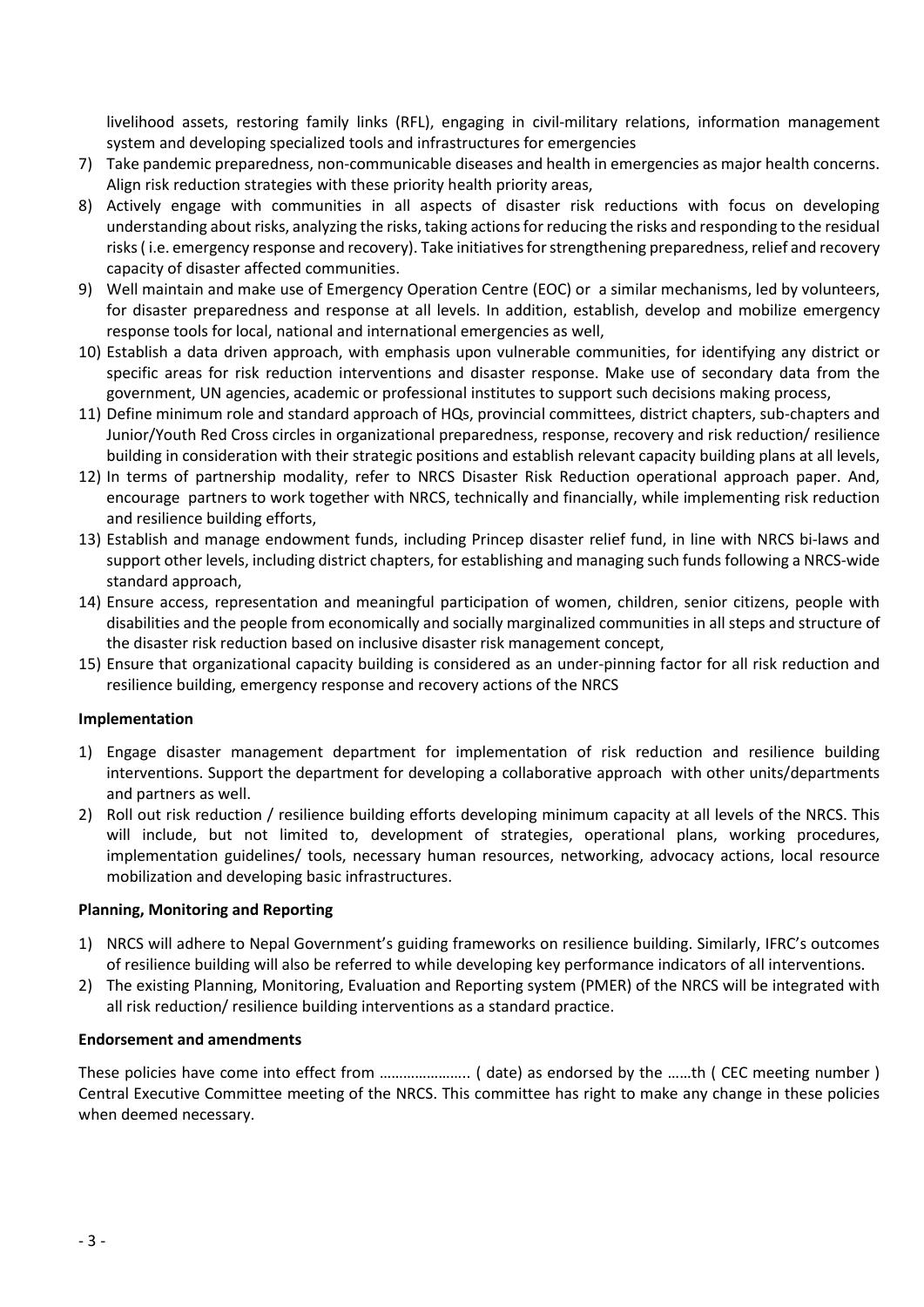livelihood assets, restoring family links (RFL), engaging in civil-military relations, information management system and developing specialized tools and infrastructures for emergencies

7) Take pandemic preparedness, non-communicable diseases and health in emergencies as major health concerns. Align risk reduction strategies with these priority health priority areas,
8) Actively engage with communities in all aspects of disaster risk reductions with focus on developing understanding about risks, analyzing the risks, taking actions for reducing the risks and responding to the residual risks ( i.e. emergency response and recovery). Take initiatives for strengthening preparedness, relief and recovery capacity of disaster affected communities.
9) Well maintain and make use of Emergency Operation Centre (EOC) or a similar mechanisms, led by volunteers, for disaster preparedness and response at all levels. In addition, establish, develop and mobilize emergency response tools for local, national and international emergencies as well,
10) Establish a data driven approach, with emphasis upon vulnerable communities, for identifying any district or specific areas for risk reduction interventions and disaster response. Make use of secondary data from the government, UN agencies, academic or professional institutes to support such decisions making process,
11) Define minimum role and standard approach of HQs, provincial committees, district chapters, sub-chapters and Junior/Youth Red Cross circles in organizational preparedness, response, recovery and risk reduction/ resilience building in consideration with their strategic positions and establish relevant capacity building plans at all levels,
12) In terms of partnership modality, refer to NRCS Disaster Risk Reduction operational approach paper. And, encourage partners to work together with NRCS, technically and financially, while implementing risk reduction and resilience building efforts,
13) Establish and manage endowment funds, including Princep disaster relief fund, in line with NRCS bi-laws and support other levels, including district chapters, for establishing and managing such funds following a NRCS-wide standard approach,
14) Ensure access, representation and meaningful participation of women, children, senior citizens, people with disabilities and the people from economically and socially marginalized communities in all steps and structure of the disaster risk reduction based on inclusive disaster risk management concept,
15) Ensure that organizational capacity building is considered as an under-pinning factor for all risk reduction and resilience building, emergency response and recovery actions of the NRCS

**Implementation**

1) Engage disaster management department for implementation of risk reduction and resilience building interventions. Support the department for developing a collaborative approach with other units/departments and partners as well.
2) Roll out risk reduction / resilience building efforts developing minimum capacity at all levels of the NRCS. This will include, but not limited to, development of strategies, operational plans, working procedures, implementation guidelines/ tools, necessary human resources, networking, advocacy actions, local resource mobilization and developing basic infrastructures.

**Planning, Monitoring and Reporting**

1) NRCS will adhere to Nepal Government's guiding frameworks on resilience building. Similarly, IFRC's outcomes of resilience building will also be referred to while developing key performance indicators of all interventions.
2) The existing Planning, Monitoring, Evaluation and Reporting system (PMER) of the NRCS will be integrated with all risk reduction/ resilience building interventions as a standard practice.

**Endorsement and amendments**

These policies have come into effect from ………………….. ( date) as endorsed by the ……th ( CEC meeting number ) Central Executive Committee meeting of the NRCS. This committee has right to make any change in these policies when deemed necessary.